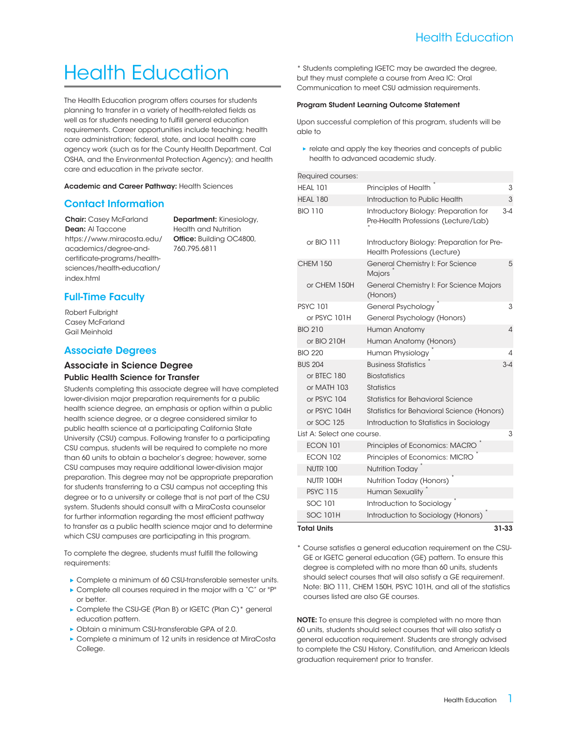# Health Education

The Health Education program offers courses for students planning to transfer in a variety of health-related fields as well as for students needing to fulfill general education requirements. Career opportunities include teaching; health care administration; federal, state, and local health care agency work (such as for the County Health Department, Cal OSHA, and the Environmental Protection Agency); and health care and education in the private sector.

**Academic and Career Pathway:** Health Sciences

## Contact Information

**Chair:** Casey McFarland
**Dean:** Al Taccone
https://www.miracosta.edu/academics/degree-and-certificate-programs/health-sciences/health-education/index.html

**Department:** Kinesiology, Health and Nutrition
**Office:** Building OC4800, 760.795.6811

## Full-Time Faculty

Robert Fulbright
Casey McFarland
Gail Meinhold

## Associate Degrees

### Associate in Science Degree

#### Public Health Science for Transfer

Students completing this associate degree will have completed lower-division major preparation requirements for a public health science degree, an emphasis or option within a public health science degree, or a degree considered similar to public health science at a participating California State University (CSU) campus. Following transfer to a participating CSU campus, students will be required to complete no more than 60 units to obtain a bachelor's degree; however, some CSU campuses may require additional lower-division major preparation. This degree may not be appropriate preparation for students transferring to a CSU campus not accepting this degree or to a university or college that is not part of the CSU system. Students should consult with a MiraCosta counselor for further information regarding the most efficient pathway to transfer as a public health science major and to determine which CSU campuses are participating in this program.

To complete the degree, students must fulfill the following requirements:

- Complete a minimum of 60 CSU-transferable semester units.
- Complete all courses required in the major with a "C" or "P" or better.
- Complete the CSU-GE (Plan B) or IGETC (Plan C)* general education pattern.
- Obtain a minimum CSU-transferable GPA of 2.0.
- Complete a minimum of 12 units in residence at MiraCosta College.

\* Students completing IGETC may be awarded the degree, but they must complete a course from Area IC: Oral Communication to meet CSU admission requirements.

**Program Student Learning Outcome Statement**

Upon successful completion of this program, students will be able to

- relate and apply the key theories and concepts of public health to advanced academic study.

| Required courses: | | |
|---|---|---|
| HEAL 101 | Principles of Health * | 3 |
| HEAL 180 | Introduction to Public Health | 3 |
| BIO 110 | Introductory Biology: Preparation for Pre-Health Professions (Lecture/Lab) * | 3-4 |
| or BIO 111 | Introductory Biology: Preparation for Pre-Health Professions (Lecture) | |
| CHEM 150 | General Chemistry I: For Science Majors * | 5 |
| or CHEM 150H | General Chemistry I: For Science Majors (Honors) | |
| PSYC 101 | General Psychology * | 3 |
| or PSYC 101H | General Psychology (Honors) | |
| BIO 210 | Human Anatomy | 4 |
| or BIO 210H | Human Anatomy (Honors) | |
| BIO 220 | Human Physiology * | 4 |
| BUS 204 | Business Statistics * | 3-4 |
| or BTEC 180 | Biostatistics | |
| or MATH 103 | Statistics | |
| or PSYC 104 | Statistics for Behavioral Science | |
| or PSYC 104H | Statistics for Behavioral Science (Honors) | |
| or SOC 125 | Introduction to Statistics in Sociology | |
| List A: Select one course. | | 3 |
| ECON 101 | Principles of Economics: MACRO * | |
| ECON 102 | Principles of Economics: MICRO * | |
| NUTR 100 | Nutrition Today * | |
| NUTR 100H | Nutrition Today (Honors) * | |
| PSYC 115 | Human Sexuality * | |
| SOC 101 | Introduction to Sociology * | |
| SOC 101H | Introduction to Sociology (Honors) * | |
| **Total Units** | | **31-33** |

\* Course satisfies a general education requirement on the CSU-GE or IGETC general education (GE) pattern. To ensure this degree is completed with no more than 60 units, students should select courses that will also satisfy a GE requirement. Note: BIO 111, CHEM 150H, PSYC 101H, and all of the statistics courses listed are also GE courses.

**NOTE:** To ensure this degree is completed with no more than 60 units, students should select courses that will also satisfy a general education requirement. Students are strongly advised to complete the CSU History, Constitution, and American Ideals graduation requirement prior to transfer.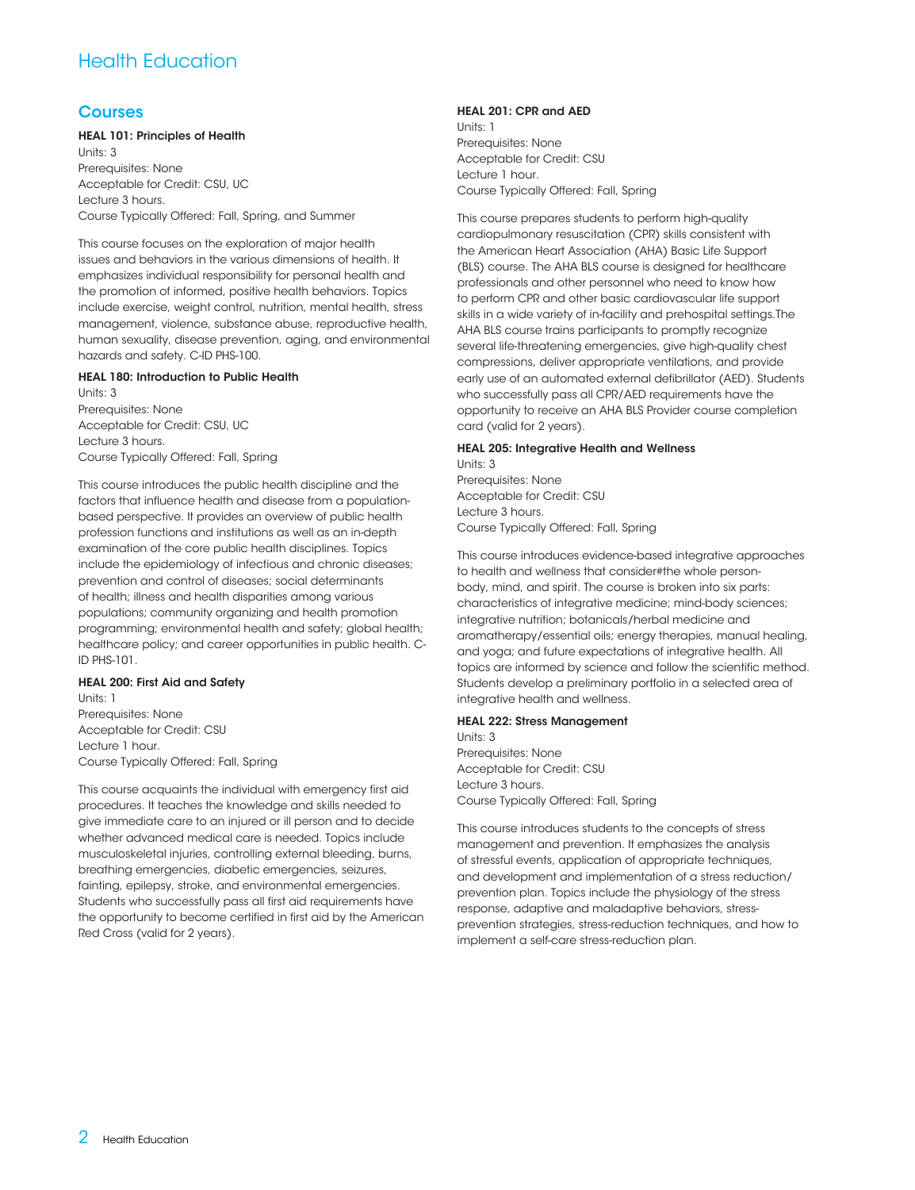# Health Education

## Courses

### HEAL 101: Principles of Health

Units: 3
Prerequisites: None
Acceptable for Credit: CSU, UC
Lecture 3 hours.
Course Typically Offered: Fall, Spring, and Summer

This course focuses on the exploration of major health issues and behaviors in the various dimensions of health. It emphasizes individual responsibility for personal health and the promotion of informed, positive health behaviors. Topics include exercise, weight control, nutrition, mental health, stress management, violence, substance abuse, reproductive health, human sexuality, disease prevention, aging, and environmental hazards and safety. C-ID PHS-100.

### HEAL 180: Introduction to Public Health

Units: 3
Prerequisites: None
Acceptable for Credit: CSU, UC
Lecture 3 hours.
Course Typically Offered: Fall, Spring

This course introduces the public health discipline and the factors that influence health and disease from a population-based perspective. It provides an overview of public health profession functions and institutions as well as an in-depth examination of the core public health disciplines. Topics include the epidemiology of infectious and chronic diseases; prevention and control of diseases; social determinants of health; illness and health disparities among various populations; community organizing and health promotion programming; environmental health and safety; global health; healthcare policy; and career opportunities in public health. C-ID PHS-101.

### HEAL 200: First Aid and Safety

Units: 1
Prerequisites: None
Acceptable for Credit: CSU
Lecture 1 hour.
Course Typically Offered: Fall, Spring

This course acquaints the individual with emergency first aid procedures. It teaches the knowledge and skills needed to give immediate care to an injured or ill person and to decide whether advanced medical care is needed. Topics include musculoskeletal injuries, controlling external bleeding, burns, breathing emergencies, diabetic emergencies, seizures, fainting, epilepsy, stroke, and environmental emergencies. Students who successfully pass all first aid requirements have the opportunity to become certified in first aid by the American Red Cross (valid for 2 years).

### HEAL 201: CPR and AED

Units: 1
Prerequisites: None
Acceptable for Credit: CSU
Lecture 1 hour.
Course Typically Offered: Fall, Spring

This course prepares students to perform high-quality cardiopulmonary resuscitation (CPR) skills consistent with the American Heart Association (AHA) Basic Life Support (BLS) course. The AHA BLS course is designed for healthcare professionals and other personnel who need to know how to perform CPR and other basic cardiovascular life support skills in a wide variety of in-facility and prehospital settings.The AHA BLS course trains participants to promptly recognize several life-threatening emergencies, give high-quality chest compressions, deliver appropriate ventilations, and provide early use of an automated external defibrillator (AED). Students who successfully pass all CPR/AED requirements have the opportunity to receive an AHA BLS Provider course completion card (valid for 2 years).

### HEAL 205: Integrative Health and Wellness

Units: 3
Prerequisites: None
Acceptable for Credit: CSU
Lecture 3 hours.
Course Typically Offered: Fall, Spring

This course introduces evidence-based integrative approaches to health and wellness that consider#the whole person-body, mind, and spirit. The course is broken into six parts: characteristics of integrative medicine; mind-body sciences; integrative nutrition; botanicals/herbal medicine and aromatherapy/essential oils; energy therapies, manual healing, and yoga; and future expectations of integrative health. All topics are informed by science and follow the scientific method. Students develop a preliminary portfolio in a selected area of integrative health and wellness.

### HEAL 222: Stress Management

Units: 3
Prerequisites: None
Acceptable for Credit: CSU
Lecture 3 hours.
Course Typically Offered: Fall, Spring

This course introduces students to the concepts of stress management and prevention. It emphasizes the analysis of stressful events, application of appropriate techniques, and development and implementation of a stress reduction/prevention plan. Topics include the physiology of the stress response, adaptive and maladaptive behaviors, stress-prevention strategies, stress-reduction techniques, and how to implement a self-care stress-reduction plan.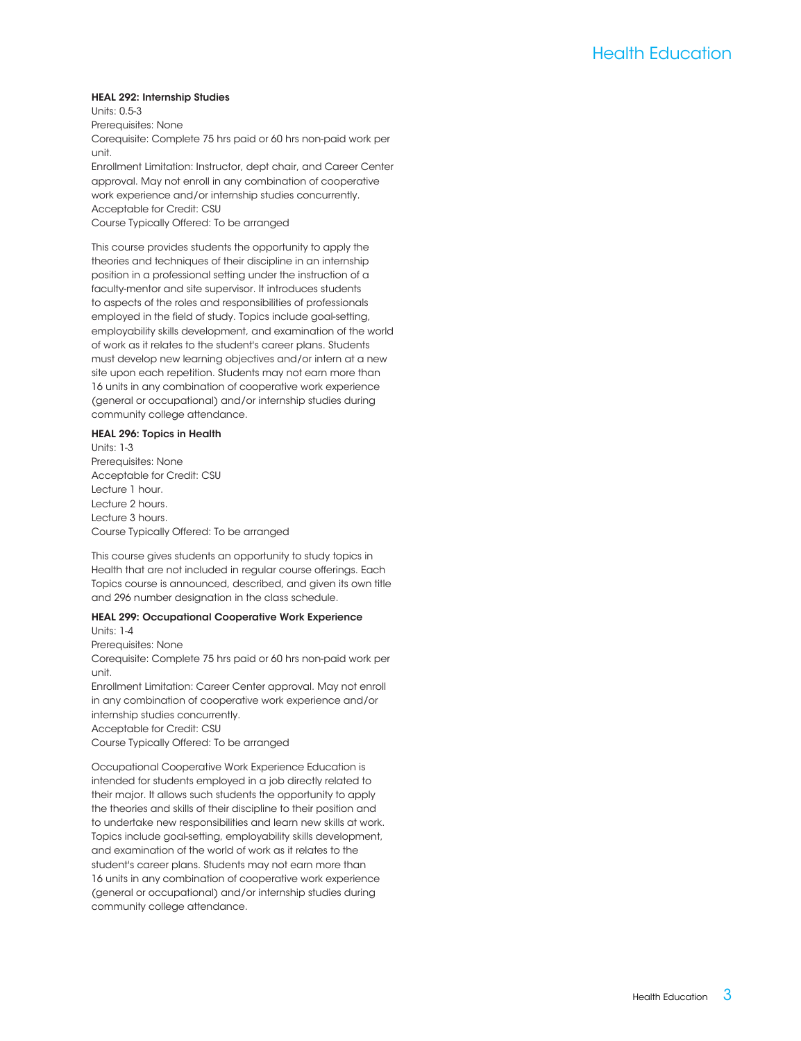**HEAL 292: Internship Studies**
Units: 0.5-3
Prerequisites: None
Corequisite: Complete 75 hrs paid or 60 hrs non-paid work per unit.
Enrollment Limitation: Instructor, dept chair, and Career Center approval. May not enroll in any combination of cooperative work experience and/or internship studies concurrently.
Acceptable for Credit: CSU
Course Typically Offered: To be arranged

This course provides students the opportunity to apply the theories and techniques of their discipline in an internship position in a professional setting under the instruction of a faculty-mentor and site supervisor. It introduces students to aspects of the roles and responsibilities of professionals employed in the field of study. Topics include goal-setting, employability skills development, and examination of the world of work as it relates to the student's career plans. Students must develop new learning objectives and/or intern at a new site upon each repetition. Students may not earn more than 16 units in any combination of cooperative work experience (general or occupational) and/or internship studies during community college attendance.

**HEAL 296: Topics in Health**
Units: 1-3
Prerequisites: None
Acceptable for Credit: CSU
Lecture 1 hour.
Lecture 2 hours.
Lecture 3 hours.
Course Typically Offered: To be arranged

This course gives students an opportunity to study topics in Health that are not included in regular course offerings. Each Topics course is announced, described, and given its own title and 296 number designation in the class schedule.

**HEAL 299: Occupational Cooperative Work Experience**
Units: 1-4
Prerequisites: None
Corequisite: Complete 75 hrs paid or 60 hrs non-paid work per unit.
Enrollment Limitation: Career Center approval. May not enroll in any combination of cooperative work experience and/or internship studies concurrently.
Acceptable for Credit: CSU
Course Typically Offered: To be arranged

Occupational Cooperative Work Experience Education is intended for students employed in a job directly related to their major. It allows such students the opportunity to apply the theories and skills of their discipline to their position and to undertake new responsibilities and learn new skills at work. Topics include goal-setting, employability skills development, and examination of the world of work as it relates to the student's career plans. Students may not earn more than 16 units in any combination of cooperative work experience (general or occupational) and/or internship studies during community college attendance.